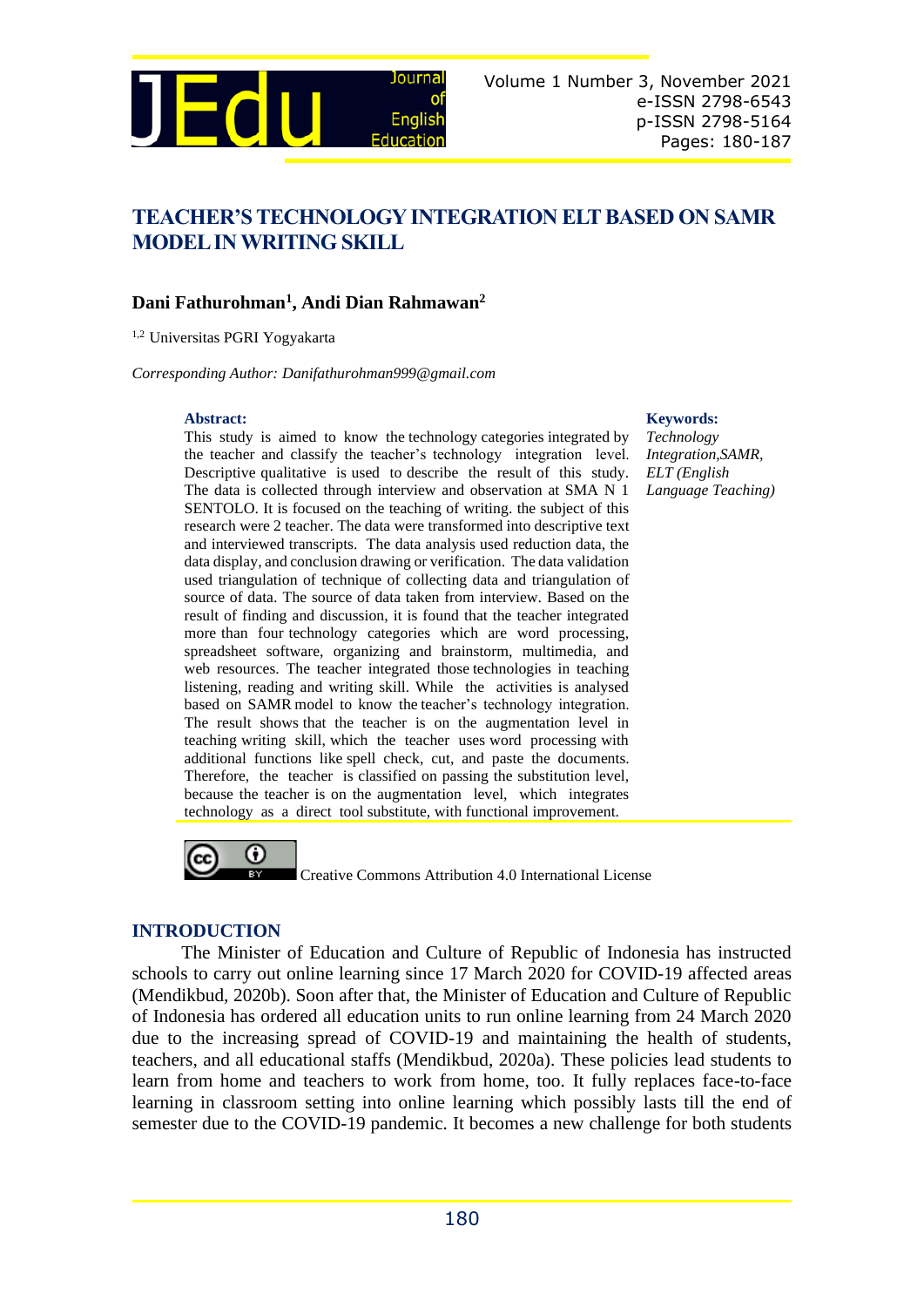# TEACHER'S TECHNOLOGY INTEGRATION ELT BASED ON SAMR MODEL IN WRITING SKILL

**Dani Fathurohman[1], Andi Dian Rahmawan[2]**

[1,2] Universitas PGRI Yogyakarta

*Corresponding Author: Danifathurohman999@gmail.com*

**Abstract:**
This study is aimed to know the technology categories integrated by the teacher and classify the teacher's technology integration level. Descriptive qualitative is used to describe the result of this study. The data is collected through interview and observation at SMA N 1 SENTOLO. It is focused on the teaching of writing. the subject of this research were 2 teacher. The data were transformed into descriptive text and interviewed transcripts. The data analysis used reduction data, the data display, and conclusion drawing or verification. The data validation used triangulation of technique of collecting data and triangulation of source of data. The source of data taken from interview. Based on the result of finding and discussion, it is found that the teacher integrated more than four technology categories which are word processing, spreadsheet software, organizing and brainstorm, multimedia, and web resources. The teacher integrated those technologies in teaching listening, reading and writing skill. While the activities is analysed based on SAMR model to know the teacher's technology integration. The result shows that the teacher is on the augmentation level in teaching writing skill, which the teacher uses word processing with additional functions like spell check, cut, and paste the documents. Therefore, the teacher is classified on passing the substitution level, because the teacher is on the augmentation level, which integrates technology as a direct tool substitute, with functional improvement.

**Keywords:**
*Technology Integration,SAMR, ELT (English Language Teaching)*

Creative Commons Attribution 4.0 International License

## INTRODUCTION

The Minister of Education and Culture of Republic of Indonesia has instructed schools to carry out online learning since 17 March 2020 for COVID-19 affected areas (Mendikbud, 2020b). Soon after that, the Minister of Education and Culture of Republic of Indonesia has ordered all education units to run online learning from 24 March 2020 due to the increasing spread of COVID-19 and maintaining the health of students, teachers, and all educational staffs (Mendikbud, 2020a). These policies lead students to learn from home and teachers to work from home, too. It fully replaces face-to-face learning in classroom setting into online learning which possibly lasts till the end of semester due to the COVID-19 pandemic. It becomes a new challenge for both students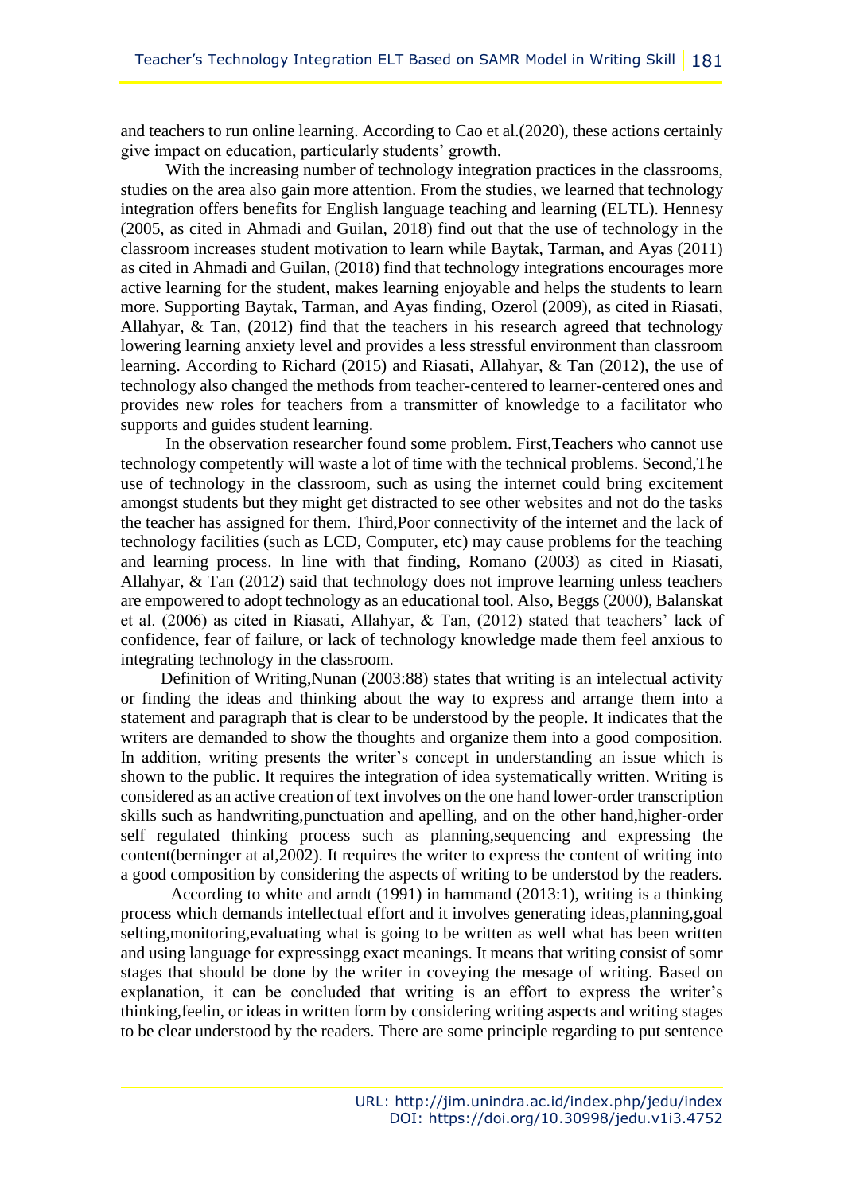and teachers to run online learning. According to Cao et al.(2020), these actions certainly give impact on education, particularly students' growth.

With the increasing number of technology integration practices in the classrooms, studies on the area also gain more attention. From the studies, we learned that technology integration offers benefits for English language teaching and learning (ELTL). Hennesy (2005, as cited in Ahmadi and Guilan, 2018) find out that the use of technology in the classroom increases student motivation to learn while Baytak, Tarman, and Ayas (2011) as cited in Ahmadi and Guilan, (2018) find that technology integrations encourages more active learning for the student, makes learning enjoyable and helps the students to learn more. Supporting Baytak, Tarman, and Ayas finding, Ozerol (2009), as cited in Riasati, Allahyar, & Tan, (2012) find that the teachers in his research agreed that technology lowering learning anxiety level and provides a less stressful environment than classroom learning. According to Richard (2015) and Riasati, Allahyar, & Tan (2012), the use of technology also changed the methods from teacher-centered to learner-centered ones and provides new roles for teachers from a transmitter of knowledge to a facilitator who supports and guides student learning.

In the observation researcher found some problem. First,Teachers who cannot use technology competently will waste a lot of time with the technical problems. Second,The use of technology in the classroom, such as using the internet could bring excitement amongst students but they might get distracted to see other websites and not do the tasks the teacher has assigned for them. Third,Poor connectivity of the internet and the lack of technology facilities (such as LCD, Computer, etc) may cause problems for the teaching and learning process. In line with that finding, Romano (2003) as cited in Riasati, Allahyar, & Tan (2012) said that technology does not improve learning unless teachers are empowered to adopt technology as an educational tool. Also, Beggs (2000), Balanskat et al. (2006) as cited in Riasati, Allahyar, & Tan, (2012) stated that teachers' lack of confidence, fear of failure, or lack of technology knowledge made them feel anxious to integrating technology in the classroom.

Definition of Writing,Nunan (2003:88) states that writing is an intelectual activity or finding the ideas and thinking about the way to express and arrange them into a statement and paragraph that is clear to be understood by the people. It indicates that the writers are demanded to show the thoughts and organize them into a good composition. In addition, writing presents the writer's concept in understanding an issue which is shown to the public. It requires the integration of idea systematically written. Writing is considered as an active creation of text involves on the one hand lower-order transcription skills such as handwriting,punctuation and apelling, and on the other hand,higher-order self regulated thinking process such as planning,sequencing and expressing the content(berninger at al,2002). It requires the writer to express the content of writing into a good composition by considering the aspects of writing to be understod by the readers.

According to white and arndt (1991) in hammand (2013:1), writing is a thinking process which demands intellectual effort and it involves generating ideas,planning,goal selting,monitoring,evaluating what is going to be written as well what has been written and using language for expressingg exact meanings. It means that writing consist of somr stages that should be done by the writer in coveying the mesage of writing. Based on explanation, it can be concluded that writing is an effort to express the writer's thinking,feelin, or ideas in written form by considering writing aspects and writing stages to be clear understood by the readers. There are some principle regarding to put sentence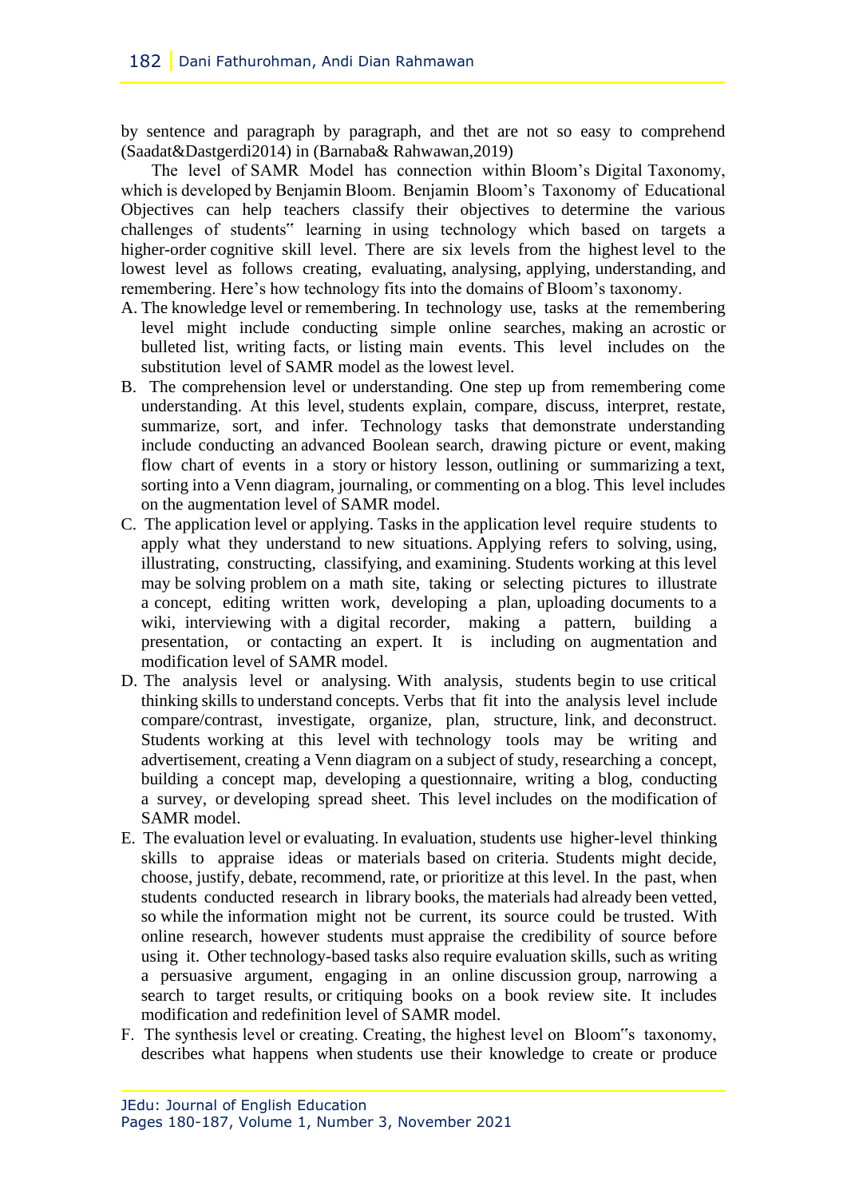by sentence and paragraph by paragraph, and thet are not so easy to comprehend (Saadat&Dastgerdi2014) in (Barnaba& Rahwawan,2019)

The level of SAMR Model has connection within Bloom's Digital Taxonomy, which is developed by Benjamin Bloom. Benjamin Bloom's Taxonomy of Educational Objectives can help teachers classify their objectives to determine the various challenges of students‟ learning in using technology which based on targets a higher-order cognitive skill level. There are six levels from the highest level to the lowest level as follows creating, evaluating, analysing, applying, understanding, and remembering. Here's how technology fits into the domains of Bloom's taxonomy.

A. The knowledge level or remembering. In technology use, tasks at the remembering level might include conducting simple online searches, making an acrostic or bulleted list, writing facts, or listing main events. This level includes on the substitution level of SAMR model as the lowest level.
B. The comprehension level or understanding. One step up from remembering come understanding. At this level, students explain, compare, discuss, interpret, restate, summarize, sort, and infer. Technology tasks that demonstrate understanding include conducting an advanced Boolean search, drawing picture or event, making flow chart of events in a story or history lesson, outlining or summarizing a text, sorting into a Venn diagram, journaling, or commenting on a blog. This level includes on the augmentation level of SAMR model.
C. The application level or applying. Tasks in the application level require students to apply what they understand to new situations. Applying refers to solving, using, illustrating, constructing, classifying, and examining. Students working at this level may be solving problem on a math site, taking or selecting pictures to illustrate a concept, editing written work, developing a plan, uploading documents to a wiki, interviewing with a digital recorder, making a pattern, building a presentation, or contacting an expert. It is including on augmentation and modification level of SAMR model.
D. The analysis level or analysing. With analysis, students begin to use critical thinking skills to understand concepts. Verbs that fit into the analysis level include compare/contrast, investigate, organize, plan, structure, link, and deconstruct. Students working at this level with technology tools may be writing and advertisement, creating a Venn diagram on a subject of study, researching a concept, building a concept map, developing a questionnaire, writing a blog, conducting a survey, or developing spread sheet. This level includes on the modification of SAMR model.
E. The evaluation level or evaluating. In evaluation, students use higher-level thinking skills to appraise ideas or materials based on criteria. Students might decide, choose, justify, debate, recommend, rate, or prioritize at this level. In the past, when students conducted research in library books, the materials had already been vetted, so while the information might not be current, its source could be trusted. With online research, however students must appraise the credibility of source before using it. Other technology-based tasks also require evaluation skills, such as writing a persuasive argument, engaging in an online discussion group, narrowing a search to target results, or critiquing books on a book review site. It includes modification and redefinition level of SAMR model.
F. The synthesis level or creating. Creating, the highest level on Bloom‟s taxonomy, describes what happens when students use their knowledge to create or produce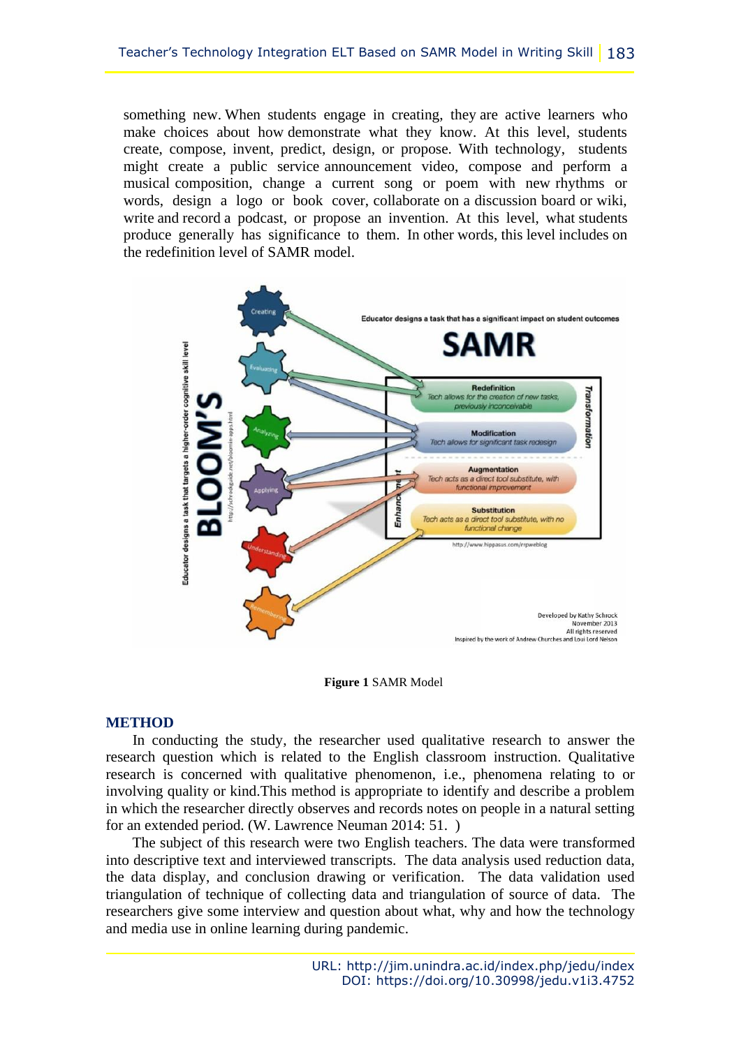something new. When students engage in creating, they are active learners who make choices about how demonstrate what they know. At this level, students create, compose, invent, predict, design, or propose. With technology, students might create a public service announcement video, compose and perform a musical composition, change a current song or poem with new rhythms or words, design a logo or book cover, collaborate on a discussion board or wiki, write and record a podcast, or propose an invention. At this level, what students produce generally has significance to them. In other words, this level includes on the redefinition level of SAMR model.

**Figure 1** SAMR Model

## METHOD

In conducting the study, the researcher used qualitative research to answer the research question which is related to the English classroom instruction. Qualitative research is concerned with qualitative phenomenon, i.e., phenomena relating to or involving quality or kind.This method is appropriate to identify and describe a problem in which the researcher directly observes and records notes on people in a natural setting for an extended period. (W. Lawrence Neuman 2014: 51. )

The subject of this research were two English teachers. The data were transformed into descriptive text and interviewed transcripts. The data analysis used reduction data, the data display, and conclusion drawing or verification. The data validation used triangulation of technique of collecting data and triangulation of source of data. The researchers give some interview and question about what, why and how the technology and media use in online learning during pandemic.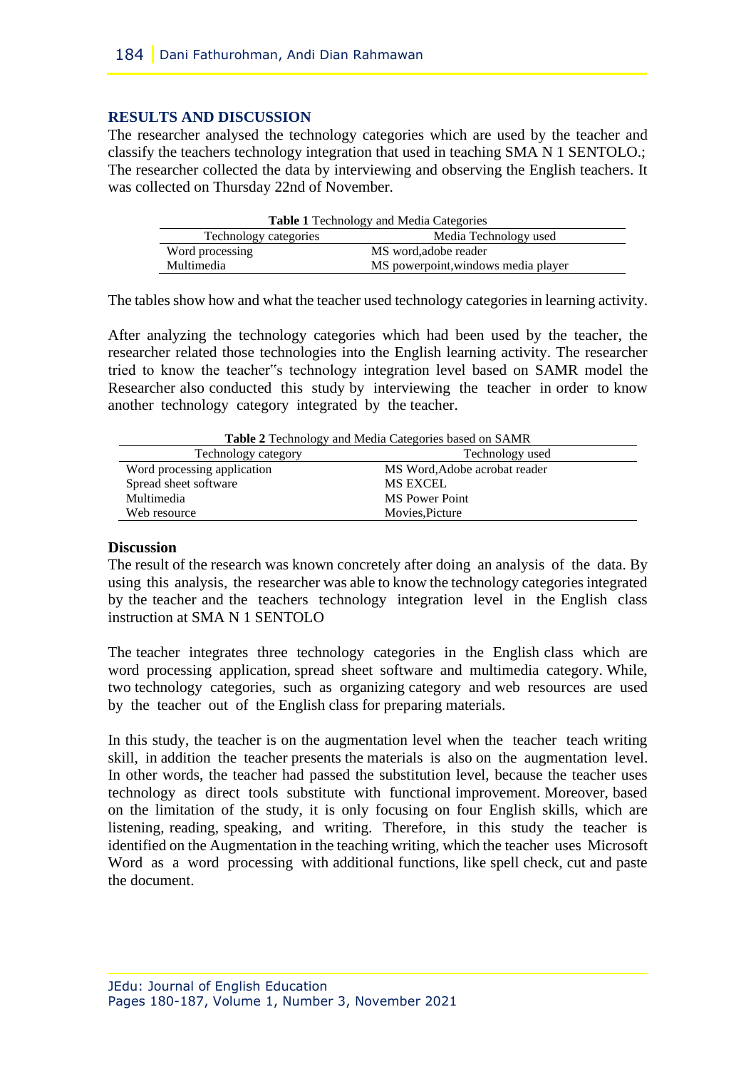## RESULTS AND DISCUSSION

The researcher analysed the technology categories which are used by the teacher and classify the teachers technology integration that used in teaching SMA N 1 SENTOLO.; The researcher collected the data by interviewing and observing the English teachers. It was collected on Thursday 22nd of November.

**Table 1** Technology and Media Categories

| Technology categories | Media Technology used |
|---|---|
| Word processing | MS word,adobe reader |
| Multimedia | MS powerpoint,windows media player |

The tables show how and what the teacher used technology categories in learning activity.

After analyzing the technology categories which had been used by the teacher, the researcher related those technologies into the English learning activity. The researcher tried to know the teacher"s technology integration level based on SAMR model the Researcher also conducted this study by interviewing the teacher in order to know another technology category integrated by the teacher.

**Table 2** Technology and Media Categories based on SAMR

| Technology category | Technology used |
|---|---|
| Word processing application | MS Word,Adobe acrobat reader |
| Spread sheet software | MS EXCEL |
| Multimedia | MS Power Point |
| Web resource | Movies,Picture |

### Discussion

The result of the research was known concretely after doing an analysis of the data. By using this analysis, the researcher was able to know the technology categories integrated by the teacher and the teachers technology integration level in the English class instruction at SMA N 1 SENTOLO

The teacher integrates three technology categories in the English class which are word processing application, spread sheet software and multimedia category. While, two technology categories, such as organizing category and web resources are used by the teacher out of the English class for preparing materials.

In this study, the teacher is on the augmentation level when the teacher teach writing skill, in addition the teacher presents the materials is also on the augmentation level. In other words, the teacher had passed the substitution level, because the teacher uses technology as direct tools substitute with functional improvement. Moreover, based on the limitation of the study, it is only focusing on four English skills, which are listening, reading, speaking, and writing. Therefore, in this study the teacher is identified on the Augmentation in the teaching writing, which the teacher uses Microsoft Word as a word processing with additional functions, like spell check, cut and paste the document.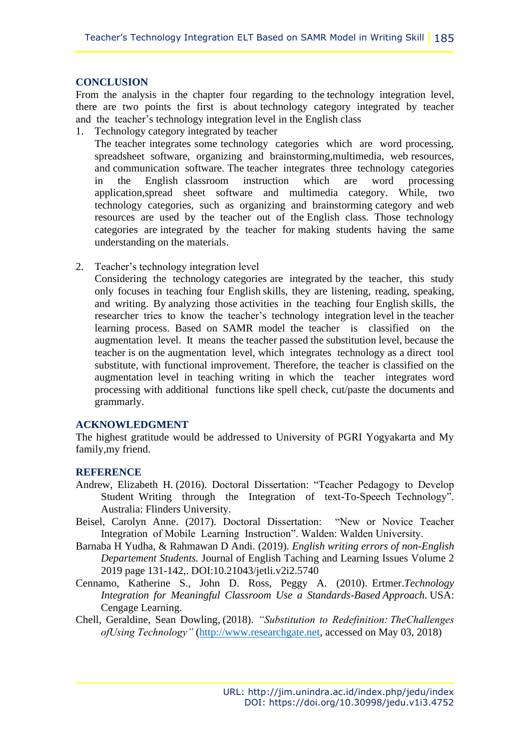## CONCLUSION

From the analysis in the chapter four regarding to the technology integration level, there are two points the first is about technology category integrated by teacher and the teacher's technology integration level in the English class

1. Technology category integrated by teacher

   The teacher integrates some technology categories which are word processing, spreadsheet software, organizing and brainstorming,multimedia, web resources, and communication software. The teacher integrates three technology categories in the English classroom instruction which are word processing application,spread sheet software and multimedia category. While, two technology categories, such as organizing and brainstorming category and web resources are used by the teacher out of the English class. Those technology categories are integrated by the teacher for making students having the same understanding on the materials.

2. Teacher's technology integration level

   Considering the technology categories are integrated by the teacher, this study only focuses in teaching four English skills, they are listening, reading, speaking, and writing. By analyzing those activities in the teaching four English skills, the researcher tries to know the teacher's technology integration level in the teacher learning process. Based on SAMR model the teacher is classified on the augmentation level. It means the teacher passed the substitution level, because the teacher is on the augmentation level, which integrates technology as a direct tool substitute, with functional improvement. Therefore, the teacher is classified on the augmentation level in teaching writing in which the teacher integrates word processing with additional functions like spell check, cut/paste the documents and grammarly.

## ACKNOWLEDGMENT

The highest gratitude would be addressed to University of PGRI Yogyakarta and My family,my friend.

## REFERENCE

Andrew, Elizabeth H. (2016). Doctoral Dissertation: "Teacher Pedagogy to Develop Student Writing through the Integration of text-To-Speech Technology". Australia: Flinders University.

Beisel, Carolyn Anne. (2017). Doctoral Dissertation: "New or Novice Teacher Integration of Mobile Learning Instruction". Walden: Walden University.

Barnaba H Yudha, & Rahmawan D Andi. (2019). *English writing errors of non-English Departement Students.* Journal of English Taching and Learning Issues Volume 2 2019 page 131-142,. DOI:10.21043/jetli.v2i2.5740

Cennamo, Katherine S., John D. Ross, Peggy A. (2010). Ertmer.*Technology Integration for Meaningful Classroom Use a Standards-Based Approach.* USA: Cengage Learning.

Chell, Geraldine, Sean Dowling, (2018). *"Substitution to Redefinition: TheChallenges ofUsing Technology"* (http://www.researchgate.net, accessed on May 03, 2018)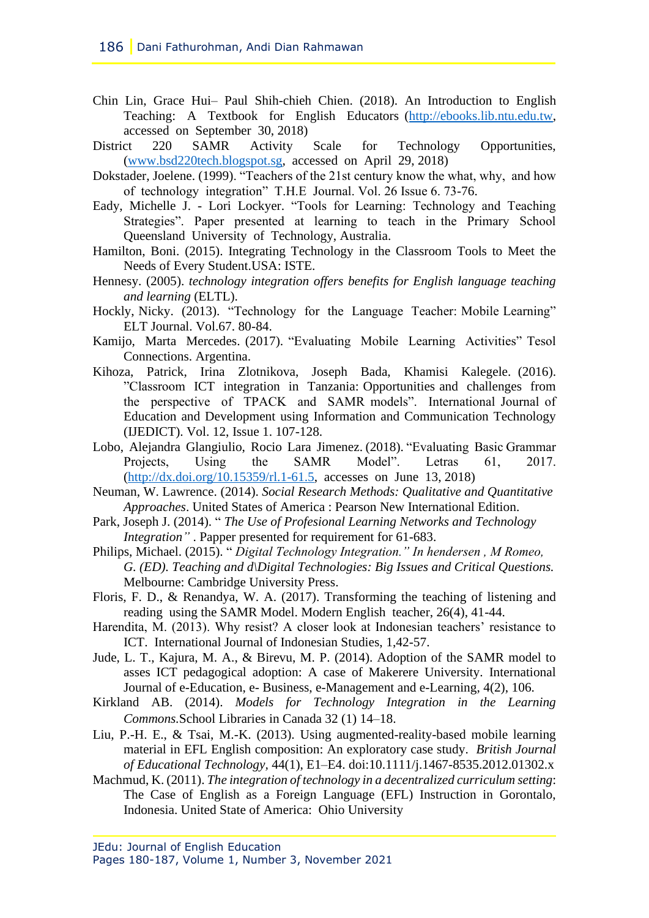Chin Lin, Grace Hui– Paul Shih-chieh Chien. (2018). An Introduction to English Teaching: A Textbook for English Educators (http://ebooks.lib.ntu.edu.tw, accessed on September 30, 2018)

District 220 SAMR Activity Scale for Technology Opportunities, (www.bsd220tech.blogspot.sg, accessed on April 29, 2018)

Dokstader, Joelene. (1999). "Teachers of the 21st century know the what, why, and how of technology integration" T.H.E Journal. Vol. 26 Issue 6. 73-76.

Eady, Michelle J. - Lori Lockyer. "Tools for Learning: Technology and Teaching Strategies". Paper presented at learning to teach in the Primary School Queensland University of Technology, Australia.

Hamilton, Boni. (2015). Integrating Technology in the Classroom Tools to Meet the Needs of Every Student.USA: ISTE.

Hennesy. (2005). *technology integration offers benefits for English language teaching and learning* (ELTL).

Hockly, Nicky. (2013). "Technology for the Language Teacher: Mobile Learning" ELT Journal. Vol.67. 80-84.

Kamijo, Marta Mercedes. (2017). "Evaluating Mobile Learning Activities" Tesol Connections. Argentina.

Kihoza, Patrick, Irina Zlotnikova, Joseph Bada, Khamisi Kalegele. (2016). "Classroom ICT integration in Tanzania: Opportunities and challenges from the perspective of TPACK and SAMR models". International Journal of Education and Development using Information and Communication Technology (IJEDICT). Vol. 12, Issue 1. 107-128.

Lobo, Alejandra Glangiulio, Rocio Lara Jimenez. (2018). "Evaluating Basic Grammar Projects, Using the SAMR Model". Letras 61, 2017. (http://dx.doi.org/10.15359/rl.1-61.5, accesses on June 13, 2018)

Neuman, W. Lawrence. (2014). *Social Research Methods: Qualitative and Quantitative Approaches*. United States of America : Pearson New International Edition.

Park, Joseph J. (2014). " *The Use of Profesional Learning Networks and Technology Integration"* . Papper presented for requirement for 61-683.

Philips, Michael. (2015). " *Digital Technology Integration." In hendersen , M Romeo, G. (ED). Teaching and d\Digital Technologies: Big Issues and Critical Questions.* Melbourne: Cambridge University Press.

Floris, F. D., & Renandya, W. A. (2017). Transforming the teaching of listening and reading using the SAMR Model. Modern English teacher, 26(4), 41-44.

Harendita, M. (2013). Why resist? A closer look at Indonesian teachers' resistance to ICT. International Journal of Indonesian Studies, 1,42-57.

Jude, L. T., Kajura, M. A., & Birevu, M. P. (2014). Adoption of the SAMR model to asses ICT pedagogical adoption: A case of Makerere University. International Journal of e-Education, e- Business, e-Management and e-Learning, 4(2), 106.

Kirkland AB. (2014). *Models for Technology Integration in the Learning Commons.*School Libraries in Canada 32 (1) 14–18.

Liu, P.-H. E., & Tsai, M.-K. (2013). Using augmented-reality-based mobile learning material in EFL English composition: An exploratory case study. *British Journal of Educational Technology*, 44(1), E1–E4. doi:10.1111/j.1467-8535.2012.01302.x

Machmud, K. (2011). *The integration of technology in a decentralized curriculum setting*: The Case of English as a Foreign Language (EFL) Instruction in Gorontalo, Indonesia. United State of America: Ohio University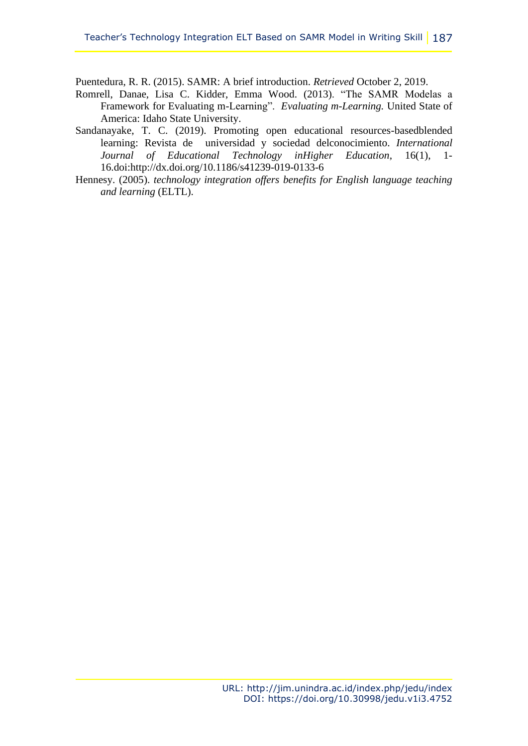Puentedura, R. R. (2015). SAMR: A brief introduction. *Retrieved* October 2, 2019.

Romrell, Danae, Lisa C. Kidder, Emma Wood. (2013). "The SAMR Modelas a Framework for Evaluating m-Learning". *Evaluating m-Learning.* United State of America: Idaho State University.

Sandanayake, T. C. (2019). Promoting open educational resources-basedblended learning: Revista de universidad y sociedad delconocimiento. *International Journal of Educational Technology inHigher Education*, 16(1), 1-16.doi:http://dx.doi.org/10.1186/s41239-019-0133-6

Hennesy. (2005). *technology integration offers benefits for English language teaching and learning* (ELTL).